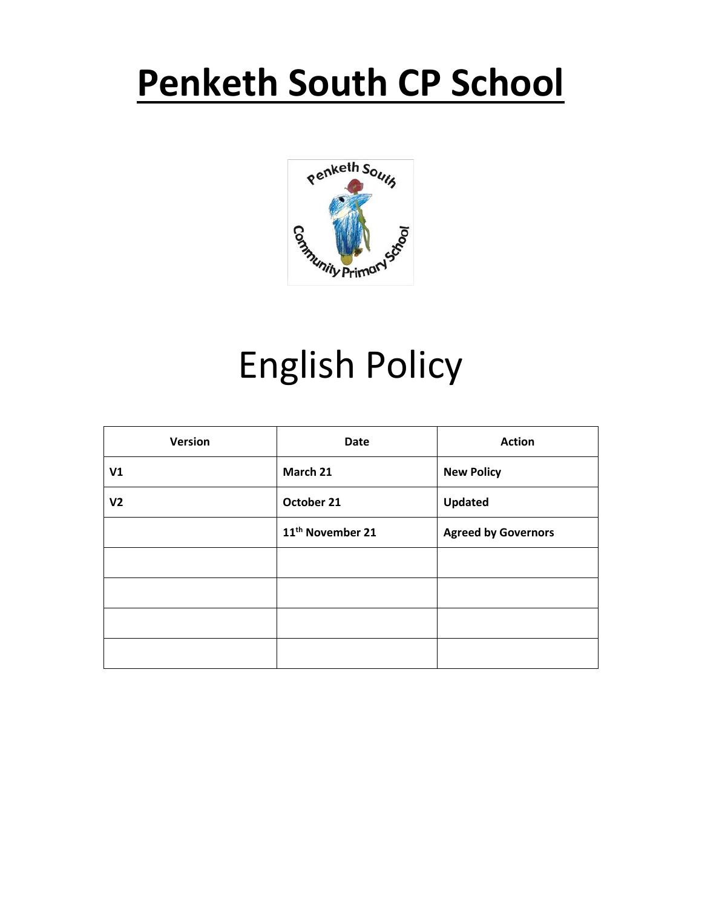# Penketh South CP School

# English Policy

| Version | Date | Action |
|---|---|---|
| **V1** | **March 21** | **New Policy** |
| **V2** | **October 21** | **Updated** |
| | **11th November 21** | **Agreed by Governors** |
| | | |
| | | |
| | | |
| | | |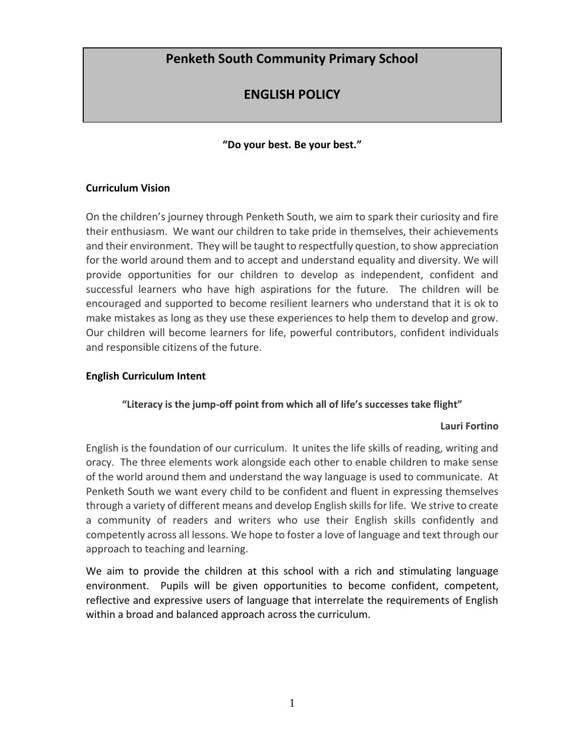# Penketh South Community Primary School

# ENGLISH POLICY

**"Do your best. Be your best."**

## Curriculum Vision

On the children's journey through Penketh South, we aim to spark their curiosity and fire their enthusiasm. We want our children to take pride in themselves, their achievements and their environment. They will be taught to respectfully question, to show appreciation for the world around them and to accept and understand equality and diversity. We will provide opportunities for our children to develop as independent, confident and successful learners who have high aspirations for the future. The children will be encouraged and supported to become resilient learners who understand that it is ok to make mistakes as long as they use these experiences to help them to develop and grow. Our children will become learners for life, powerful contributors, confident individuals and responsible citizens of the future.

## English Curriculum Intent

**"Literacy is the jump-off point from which all of life's successes take flight"**

**Lauri Fortino**

English is the foundation of our curriculum. It unites the life skills of reading, writing and oracy. The three elements work alongside each other to enable children to make sense of the world around them and understand the way language is used to communicate. At Penketh South we want every child to be confident and fluent in expressing themselves through a variety of different means and develop English skills for life. We strive to create a community of readers and writers who use their English skills confidently and competently across all lessons. We hope to foster a love of language and text through our approach to teaching and learning.

We aim to provide the children at this school with a rich and stimulating language environment. Pupils will be given opportunities to become confident, competent, reflective and expressive users of language that interrelate the requirements of English within a broad and balanced approach across the curriculum.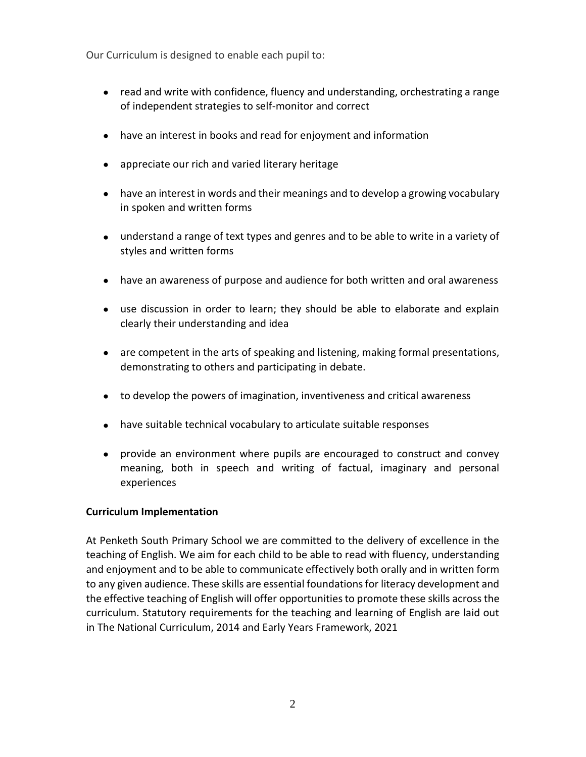Our Curriculum is designed to enable each pupil to:

- read and write with confidence, fluency and understanding, orchestrating a range of independent strategies to self-monitor and correct
- have an interest in books and read for enjoyment and information
- appreciate our rich and varied literary heritage
- have an interest in words and their meanings and to develop a growing vocabulary in spoken and written forms
- understand a range of text types and genres and to be able to write in a variety of styles and written forms
- have an awareness of purpose and audience for both written and oral awareness
- use discussion in order to learn; they should be able to elaborate and explain clearly their understanding and idea
- are competent in the arts of speaking and listening, making formal presentations, demonstrating to others and participating in debate.
- to develop the powers of imagination, inventiveness and critical awareness
- have suitable technical vocabulary to articulate suitable responses
- provide an environment where pupils are encouraged to construct and convey meaning, both in speech and writing of factual, imaginary and personal experiences

**Curriculum Implementation**

At Penketh South Primary School we are committed to the delivery of excellence in the teaching of English. We aim for each child to be able to read with fluency, understanding and enjoyment and to be able to communicate effectively both orally and in written form to any given audience. These skills are essential foundations for literacy development and the effective teaching of English will offer opportunities to promote these skills across the curriculum. Statutory requirements for the teaching and learning of English are laid out in The National Curriculum, 2014 and Early Years Framework, 2021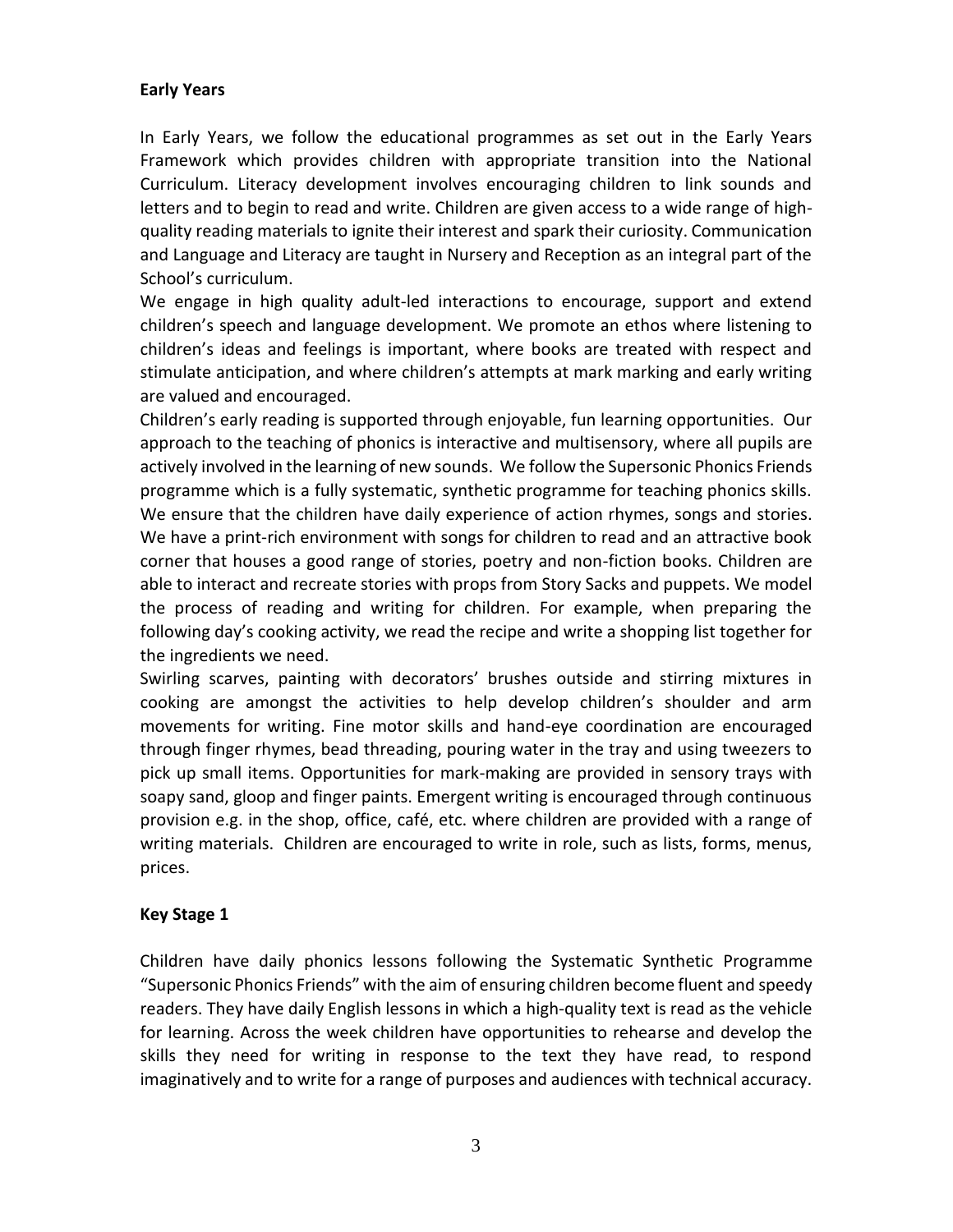**Early Years**

In Early Years, we follow the educational programmes as set out in the Early Years Framework which provides children with appropriate transition into the National Curriculum. Literacy development involves encouraging children to link sounds and letters and to begin to read and write. Children are given access to a wide range of high-quality reading materials to ignite their interest and spark their curiosity. Communication and Language and Literacy are taught in Nursery and Reception as an integral part of the School's curriculum.

We engage in high quality adult-led interactions to encourage, support and extend children's speech and language development. We promote an ethos where listening to children's ideas and feelings is important, where books are treated with respect and stimulate anticipation, and where children's attempts at mark marking and early writing are valued and encouraged.

Children's early reading is supported through enjoyable, fun learning opportunities. Our approach to the teaching of phonics is interactive and multisensory, where all pupils are actively involved in the learning of new sounds. We follow the Supersonic Phonics Friends programme which is a fully systematic, synthetic programme for teaching phonics skills. We ensure that the children have daily experience of action rhymes, songs and stories. We have a print-rich environment with songs for children to read and an attractive book corner that houses a good range of stories, poetry and non-fiction books. Children are able to interact and recreate stories with props from Story Sacks and puppets. We model the process of reading and writing for children. For example, when preparing the following day's cooking activity, we read the recipe and write a shopping list together for the ingredients we need.

Swirling scarves, painting with decorators' brushes outside and stirring mixtures in cooking are amongst the activities to help develop children's shoulder and arm movements for writing. Fine motor skills and hand-eye coordination are encouraged through finger rhymes, bead threading, pouring water in the tray and using tweezers to pick up small items. Opportunities for mark-making are provided in sensory trays with soapy sand, gloop and finger paints. Emergent writing is encouraged through continuous provision e.g. in the shop, office, café, etc. where children are provided with a range of writing materials. Children are encouraged to write in role, such as lists, forms, menus, prices.

**Key Stage 1**

Children have daily phonics lessons following the Systematic Synthetic Programme "Supersonic Phonics Friends" with the aim of ensuring children become fluent and speedy readers. They have daily English lessons in which a high-quality text is read as the vehicle for learning. Across the week children have opportunities to rehearse and develop the skills they need for writing in response to the text they have read, to respond imaginatively and to write for a range of purposes and audiences with technical accuracy.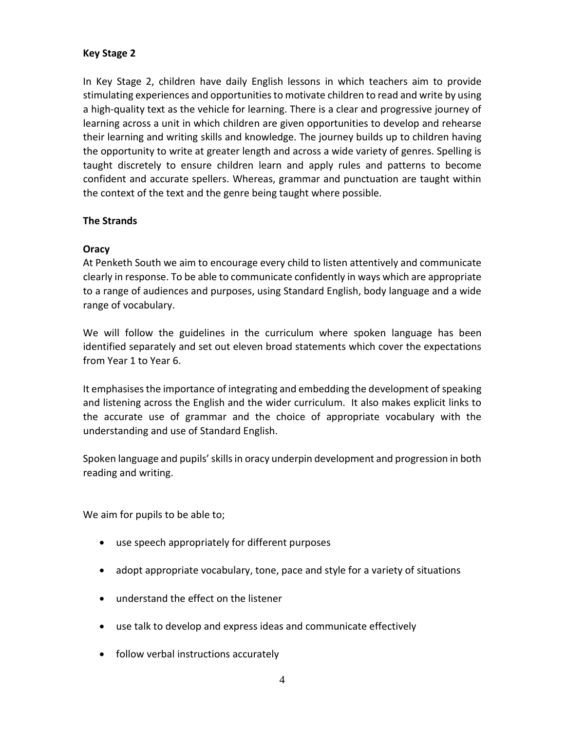**Key Stage 2**

In Key Stage 2, children have daily English lessons in which teachers aim to provide stimulating experiences and opportunities to motivate children to read and write by using a high-quality text as the vehicle for learning. There is a clear and progressive journey of learning across a unit in which children are given opportunities to develop and rehearse their learning and writing skills and knowledge. The journey builds up to children having the opportunity to write at greater length and across a wide variety of genres. Spelling is taught discretely to ensure children learn and apply rules and patterns to become confident and accurate spellers. Whereas, grammar and punctuation are taught within the context of the text and the genre being taught where possible.

**The Strands**

**Oracy**

At Penketh South we aim to encourage every child to listen attentively and communicate clearly in response. To be able to communicate confidently in ways which are appropriate to a range of audiences and purposes, using Standard English, body language and a wide range of vocabulary.

We will follow the guidelines in the curriculum where spoken language has been identified separately and set out eleven broad statements which cover the expectations from Year 1 to Year 6.

It emphasises the importance of integrating and embedding the development of speaking and listening across the English and the wider curriculum. It also makes explicit links to the accurate use of grammar and the choice of appropriate vocabulary with the understanding and use of Standard English.

Spoken language and pupils' skills in oracy underpin development and progression in both reading and writing.

We aim for pupils to be able to;

- use speech appropriately for different purposes
- adopt appropriate vocabulary, tone, pace and style for a variety of situations
- understand the effect on the listener
- use talk to develop and express ideas and communicate effectively
- follow verbal instructions accurately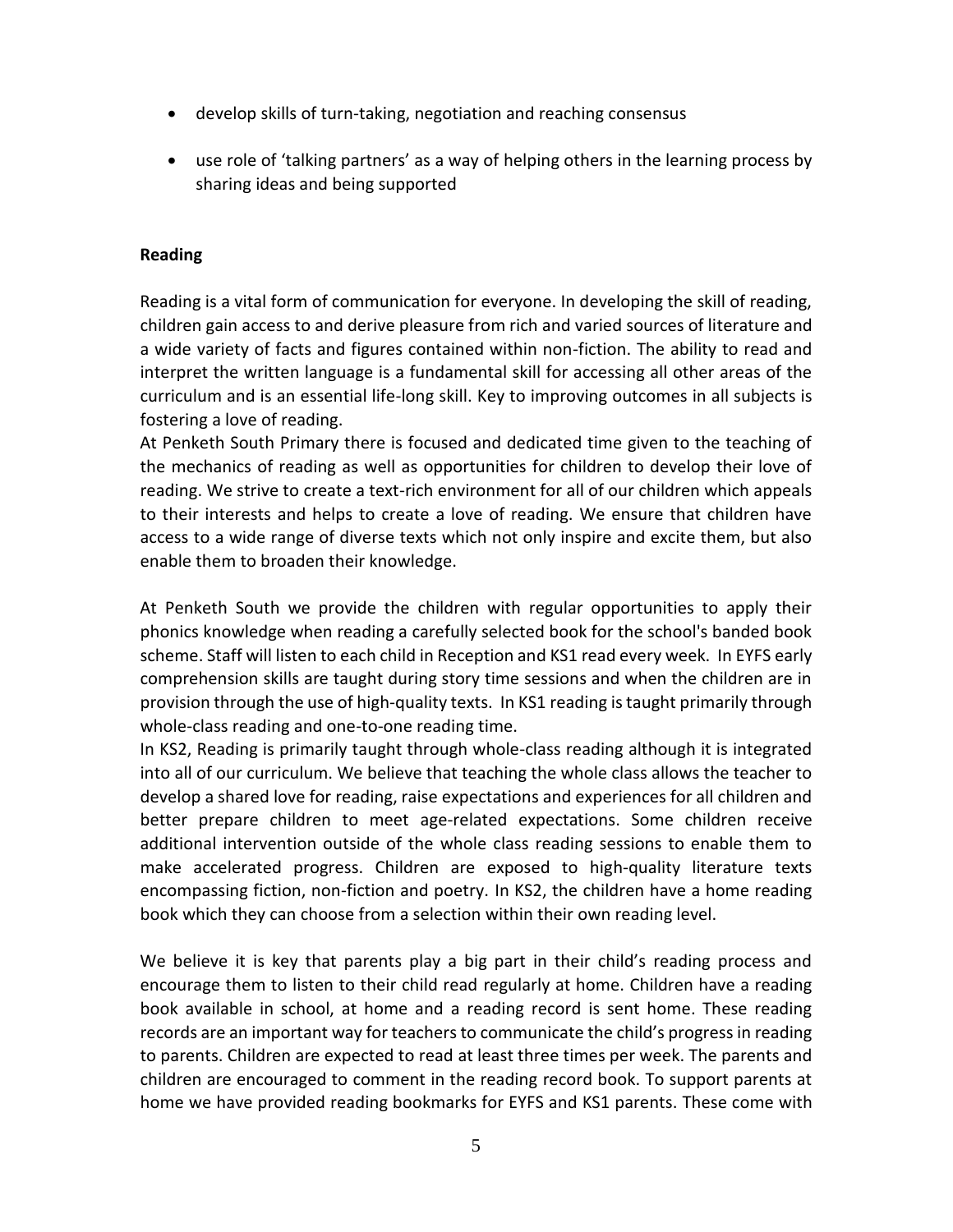- develop skills of turn-taking, negotiation and reaching consensus
- use role of 'talking partners' as a way of helping others in the learning process by sharing ideas and being supported

**Reading**

Reading is a vital form of communication for everyone. In developing the skill of reading, children gain access to and derive pleasure from rich and varied sources of literature and a wide variety of facts and figures contained within non-fiction. The ability to read and interpret the written language is a fundamental skill for accessing all other areas of the curriculum and is an essential life-long skill. Key to improving outcomes in all subjects is fostering a love of reading.
At Penketh South Primary there is focused and dedicated time given to the teaching of the mechanics of reading as well as opportunities for children to develop their love of reading. We strive to create a text-rich environment for all of our children which appeals to their interests and helps to create a love of reading. We ensure that children have access to a wide range of diverse texts which not only inspire and excite them, but also enable them to broaden their knowledge.

At Penketh South we provide the children with regular opportunities to apply their phonics knowledge when reading a carefully selected book for the school's banded book scheme. Staff will listen to each child in Reception and KS1 read every week. In EYFS early comprehension skills are taught during story time sessions and when the children are in provision through the use of high-quality texts. In KS1 reading is taught primarily through whole-class reading and one-to-one reading time.
In KS2, Reading is primarily taught through whole-class reading although it is integrated into all of our curriculum. We believe that teaching the whole class allows the teacher to develop a shared love for reading, raise expectations and experiences for all children and better prepare children to meet age-related expectations. Some children receive additional intervention outside of the whole class reading sessions to enable them to make accelerated progress. Children are exposed to high-quality literature texts encompassing fiction, non-fiction and poetry. In KS2, the children have a home reading book which they can choose from a selection within their own reading level.

We believe it is key that parents play a big part in their child's reading process and encourage them to listen to their child read regularly at home. Children have a reading book available in school, at home and a reading record is sent home. These reading records are an important way for teachers to communicate the child's progress in reading to parents. Children are expected to read at least three times per week. The parents and children are encouraged to comment in the reading record book. To support parents at home we have provided reading bookmarks for EYFS and KS1 parents. These come with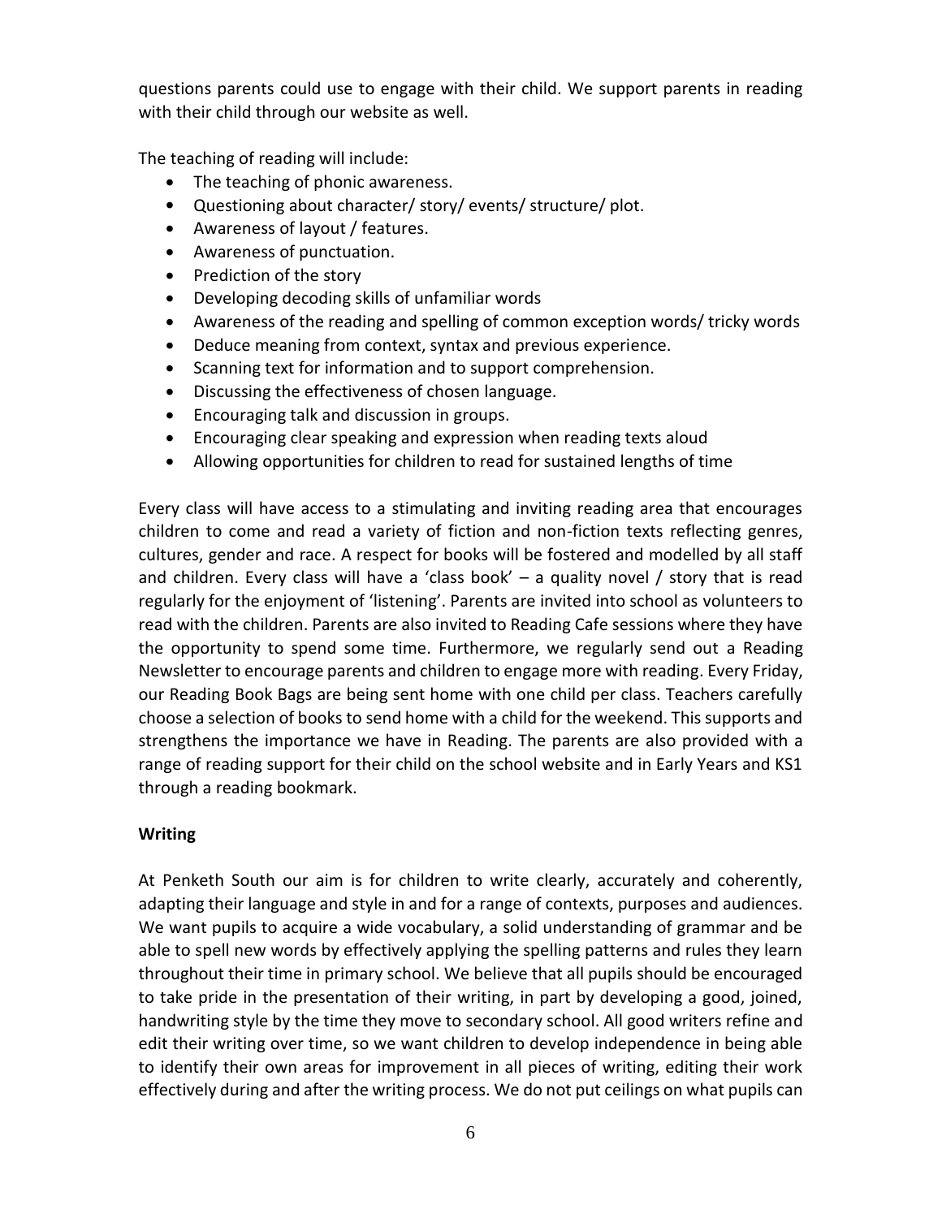questions parents could use to engage with their child. We support parents in reading with their child through our website as well.

The teaching of reading will include:

- The teaching of phonic awareness.
- Questioning about character/ story/ events/ structure/ plot.
- Awareness of layout / features.
- Awareness of punctuation.
- Prediction of the story
- Developing decoding skills of unfamiliar words
- Awareness of the reading and spelling of common exception words/ tricky words
- Deduce meaning from context, syntax and previous experience.
- Scanning text for information and to support comprehension.
- Discussing the effectiveness of chosen language.
- Encouraging talk and discussion in groups.
- Encouraging clear speaking and expression when reading texts aloud
- Allowing opportunities for children to read for sustained lengths of time

Every class will have access to a stimulating and inviting reading area that encourages children to come and read a variety of fiction and non-fiction texts reflecting genres, cultures, gender and race. A respect for books will be fostered and modelled by all staff and children. Every class will have a 'class book' – a quality novel / story that is read regularly for the enjoyment of 'listening'. Parents are invited into school as volunteers to read with the children. Parents are also invited to Reading Cafe sessions where they have the opportunity to spend some time. Furthermore, we regularly send out a Reading Newsletter to encourage parents and children to engage more with reading. Every Friday, our Reading Book Bags are being sent home with one child per class. Teachers carefully choose a selection of books to send home with a child for the weekend. This supports and strengthens the importance we have in Reading. The parents are also provided with a range of reading support for their child on the school website and in Early Years and KS1 through a reading bookmark.

**Writing**

At Penketh South our aim is for children to write clearly, accurately and coherently, adapting their language and style in and for a range of contexts, purposes and audiences. We want pupils to acquire a wide vocabulary, a solid understanding of grammar and be able to spell new words by effectively applying the spelling patterns and rules they learn throughout their time in primary school. We believe that all pupils should be encouraged to take pride in the presentation of their writing, in part by developing a good, joined, handwriting style by the time they move to secondary school. All good writers refine and edit their writing over time, so we want children to develop independence in being able to identify their own areas for improvement in all pieces of writing, editing their work effectively during and after the writing process. We do not put ceilings on what pupils can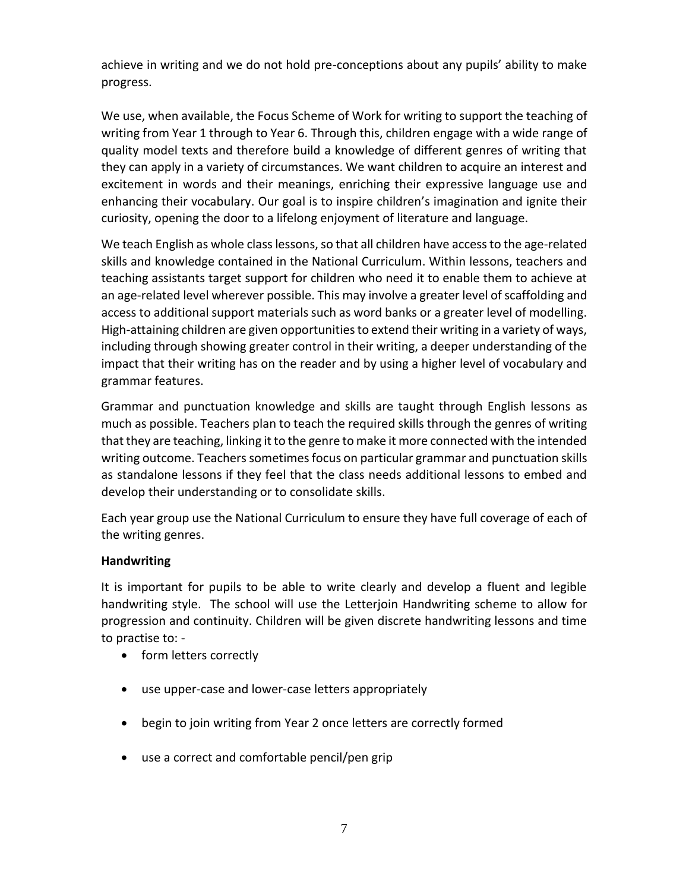achieve in writing and we do not hold pre-conceptions about any pupils' ability to make progress.

We use, when available, the Focus Scheme of Work for writing to support the teaching of writing from Year 1 through to Year 6. Through this, children engage with a wide range of quality model texts and therefore build a knowledge of different genres of writing that they can apply in a variety of circumstances. We want children to acquire an interest and excitement in words and their meanings, enriching their expressive language use and enhancing their vocabulary. Our goal is to inspire children's imagination and ignite their curiosity, opening the door to a lifelong enjoyment of literature and language.

We teach English as whole class lessons, so that all children have access to the age-related skills and knowledge contained in the National Curriculum. Within lessons, teachers and teaching assistants target support for children who need it to enable them to achieve at an age-related level wherever possible. This may involve a greater level of scaffolding and access to additional support materials such as word banks or a greater level of modelling. High-attaining children are given opportunities to extend their writing in a variety of ways, including through showing greater control in their writing, a deeper understanding of the impact that their writing has on the reader and by using a higher level of vocabulary and grammar features.

Grammar and punctuation knowledge and skills are taught through English lessons as much as possible. Teachers plan to teach the required skills through the genres of writing that they are teaching, linking it to the genre to make it more connected with the intended writing outcome. Teachers sometimes focus on particular grammar and punctuation skills as standalone lessons if they feel that the class needs additional lessons to embed and develop their understanding or to consolidate skills.

Each year group use the National Curriculum to ensure they have full coverage of each of the writing genres.

**Handwriting**

It is important for pupils to be able to write clearly and develop a fluent and legible handwriting style. The school will use the Letterjoin Handwriting scheme to allow for progression and continuity. Children will be given discrete handwriting lessons and time to practise to: -

- form letters correctly
- use upper-case and lower-case letters appropriately
- begin to join writing from Year 2 once letters are correctly formed
- use a correct and comfortable pencil/pen grip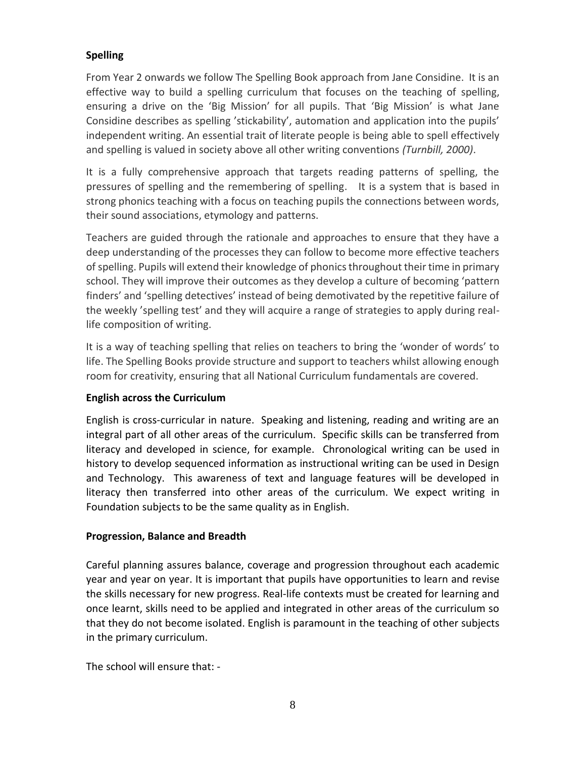**Spelling**

From Year 2 onwards we follow The Spelling Book approach from Jane Considine. It is an effective way to build a spelling curriculum that focuses on the teaching of spelling, ensuring a drive on the 'Big Mission' for all pupils. That 'Big Mission' is what Jane Considine describes as spelling 'stickability', automation and application into the pupils' independent writing. An essential trait of literate people is being able to spell effectively and spelling is valued in society above all other writing conventions *(Turnbill, 2000)*.

It is a fully comprehensive approach that targets reading patterns of spelling, the pressures of spelling and the remembering of spelling. It is a system that is based in strong phonics teaching with a focus on teaching pupils the connections between words, their sound associations, etymology and patterns.

Teachers are guided through the rationale and approaches to ensure that they have a deep understanding of the processes they can follow to become more effective teachers of spelling. Pupils will extend their knowledge of phonics throughout their time in primary school. They will improve their outcomes as they develop a culture of becoming 'pattern finders' and 'spelling detectives' instead of being demotivated by the repetitive failure of the weekly 'spelling test' and they will acquire a range of strategies to apply during real-life composition of writing.

It is a way of teaching spelling that relies on teachers to bring the 'wonder of words' to life. The Spelling Books provide structure and support to teachers whilst allowing enough room for creativity, ensuring that all National Curriculum fundamentals are covered.

**English across the Curriculum**

English is cross-curricular in nature. Speaking and listening, reading and writing are an integral part of all other areas of the curriculum. Specific skills can be transferred from literacy and developed in science, for example. Chronological writing can be used in history to develop sequenced information as instructional writing can be used in Design and Technology. This awareness of text and language features will be developed in literacy then transferred into other areas of the curriculum. We expect writing in Foundation subjects to be the same quality as in English.

**Progression, Balance and Breadth**

Careful planning assures balance, coverage and progression throughout each academic year and year on year. It is important that pupils have opportunities to learn and revise the skills necessary for new progress. Real-life contexts must be created for learning and once learnt, skills need to be applied and integrated in other areas of the curriculum so that they do not become isolated. English is paramount in the teaching of other subjects in the primary curriculum.

The school will ensure that: -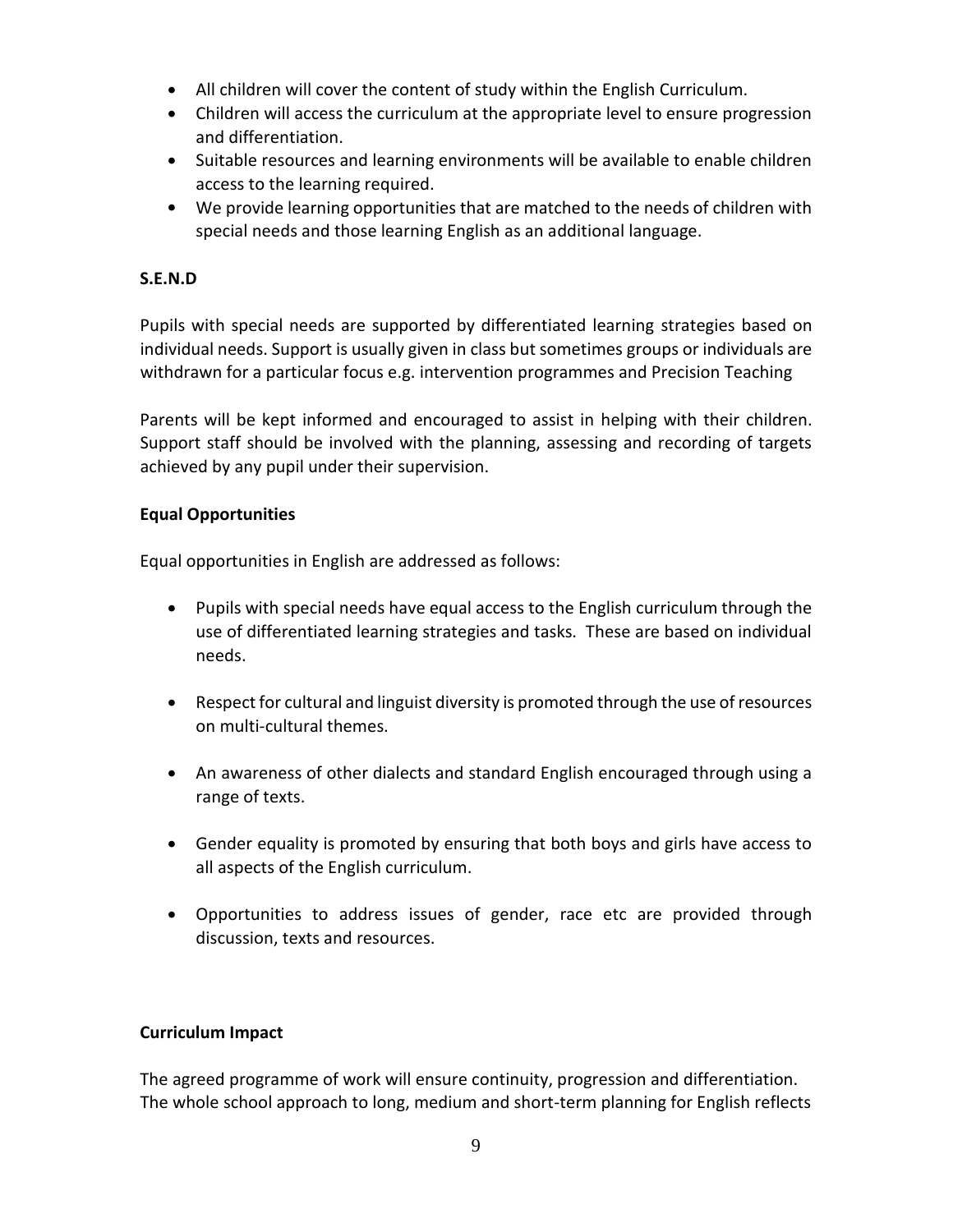- All children will cover the content of study within the English Curriculum.
- Children will access the curriculum at the appropriate level to ensure progression and differentiation.
- Suitable resources and learning environments will be available to enable children access to the learning required.
- We provide learning opportunities that are matched to the needs of children with special needs and those learning English as an additional language.

**S.E.N.D**

Pupils with special needs are supported by differentiated learning strategies based on individual needs. Support is usually given in class but sometimes groups or individuals are withdrawn for a particular focus e.g. intervention programmes and Precision Teaching

Parents will be kept informed and encouraged to assist in helping with their children. Support staff should be involved with the planning, assessing and recording of targets achieved by any pupil under their supervision.

**Equal Opportunities**

Equal opportunities in English are addressed as follows:

- Pupils with special needs have equal access to the English curriculum through the use of differentiated learning strategies and tasks. These are based on individual needs.

- Respect for cultural and linguist diversity is promoted through the use of resources on multi-cultural themes.

- An awareness of other dialects and standard English encouraged through using a range of texts.

- Gender equality is promoted by ensuring that both boys and girls have access to all aspects of the English curriculum.

- Opportunities to address issues of gender, race etc are provided through discussion, texts and resources.

**Curriculum Impact**

The agreed programme of work will ensure continuity, progression and differentiation. The whole school approach to long, medium and short-term planning for English reflects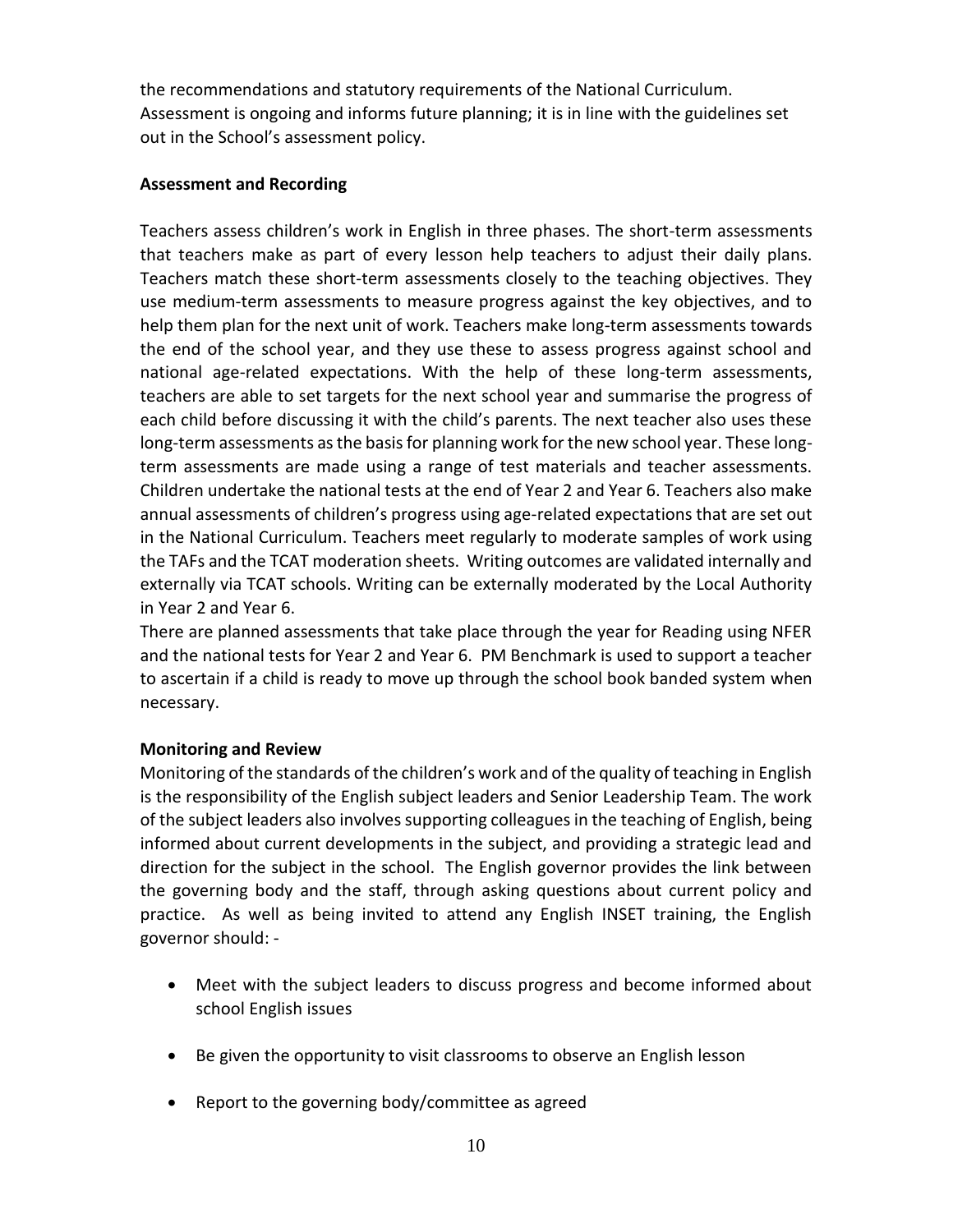the recommendations and statutory requirements of the National Curriculum. Assessment is ongoing and informs future planning; it is in line with the guidelines set out in the School's assessment policy.

**Assessment and Recording**

Teachers assess children's work in English in three phases. The short-term assessments that teachers make as part of every lesson help teachers to adjust their daily plans. Teachers match these short-term assessments closely to the teaching objectives. They use medium-term assessments to measure progress against the key objectives, and to help them plan for the next unit of work. Teachers make long-term assessments towards the end of the school year, and they use these to assess progress against school and national age-related expectations. With the help of these long-term assessments, teachers are able to set targets for the next school year and summarise the progress of each child before discussing it with the child's parents. The next teacher also uses these long-term assessments as the basis for planning work for the new school year. These long-term assessments are made using a range of test materials and teacher assessments. Children undertake the national tests at the end of Year 2 and Year 6. Teachers also make annual assessments of children's progress using age-related expectations that are set out in the National Curriculum. Teachers meet regularly to moderate samples of work using the TAFs and the TCAT moderation sheets. Writing outcomes are validated internally and externally via TCAT schools. Writing can be externally moderated by the Local Authority in Year 2 and Year 6.

There are planned assessments that take place through the year for Reading using NFER and the national tests for Year 2 and Year 6. PM Benchmark is used to support a teacher to ascertain if a child is ready to move up through the school book banded system when necessary.

**Monitoring and Review**

Monitoring of the standards of the children's work and of the quality of teaching in English is the responsibility of the English subject leaders and Senior Leadership Team. The work of the subject leaders also involves supporting colleagues in the teaching of English, being informed about current developments in the subject, and providing a strategic lead and direction for the subject in the school. The English governor provides the link between the governing body and the staff, through asking questions about current policy and practice. As well as being invited to attend any English INSET training, the English governor should: -

- Meet with the subject leaders to discuss progress and become informed about school English issues
- Be given the opportunity to visit classrooms to observe an English lesson
- Report to the governing body/committee as agreed